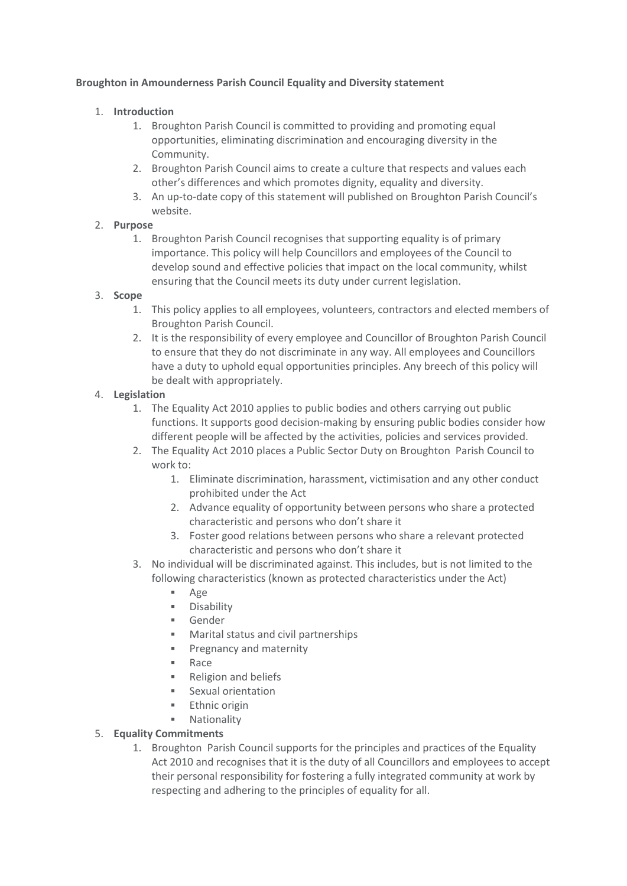**Broughton in Amounderness Parish Council Equality and Diversity statement**

1. **Introduction**
    1. Broughton Parish Council is committed to providing and promoting equal opportunities, eliminating discrimination and encouraging diversity in the Community.
    2. Broughton Parish Council aims to create a culture that respects and values each other's differences and which promotes dignity, equality and diversity.
    3. An up-to-date copy of this statement will published on Broughton Parish Council's website.
2. **Purpose**
    1. Broughton Parish Council recognises that supporting equality is of primary importance. This policy will help Councillors and employees of the Council to develop sound and effective policies that impact on the local community, whilst ensuring that the Council meets its duty under current legislation.
3. **Scope**
    1. This policy applies to all employees, volunteers, contractors and elected members of Broughton Parish Council.
    2. It is the responsibility of every employee and Councillor of Broughton Parish Council to ensure that they do not discriminate in any way. All employees and Councillors have a duty to uphold equal opportunities principles. Any breech of this policy will be dealt with appropriately.
4. **Legislation**
    1. The Equality Act 2010 applies to public bodies and others carrying out public functions. It supports good decision-making by ensuring public bodies consider how different people will be affected by the activities, policies and services provided.
    2. The Equality Act 2010 places a Public Sector Duty on Broughton Parish Council to work to:
        1. Eliminate discrimination, harassment, victimisation and any other conduct prohibited under the Act
        2. Advance equality of opportunity between persons who share a protected characteristic and persons who don't share it
        3. Foster good relations between persons who share a relevant protected characteristic and persons who don't share it
    3. No individual will be discriminated against. This includes, but is not limited to the following characteristics (known as protected characteristics under the Act)
        - Age
        - Disability
        - Gender
        - Marital status and civil partnerships
        - Pregnancy and maternity
        - Race
        - Religion and beliefs
        - Sexual orientation
        - Ethnic origin
        - Nationality
5. **Equality Commitments**
    1. Broughton Parish Council supports for the principles and practices of the Equality Act 2010 and recognises that it is the duty of all Councillors and employees to accept their personal responsibility for fostering a fully integrated community at work by respecting and adhering to the principles of equality for all.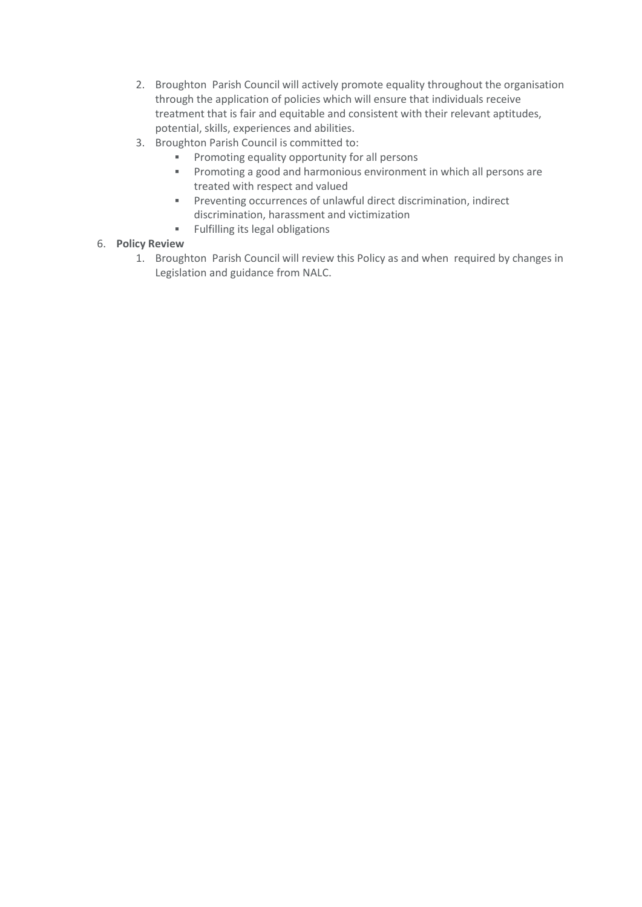2. Broughton Parish Council will actively promote equality throughout the organisation through the application of policies which will ensure that individuals receive treatment that is fair and equitable and consistent with their relevant aptitudes, potential, skills, experiences and abilities.
3. Broughton Parish Council is committed to:
    - Promoting equality opportunity for all persons
    - Promoting a good and harmonious environment in which all persons are treated with respect and valued
    - Preventing occurrences of unlawful direct discrimination, indirect discrimination, harassment and victimization
    - Fulfilling its legal obligations

6. **Policy Review**
    1. Broughton Parish Council will review this Policy as and when required by changes in Legislation and guidance from NALC.